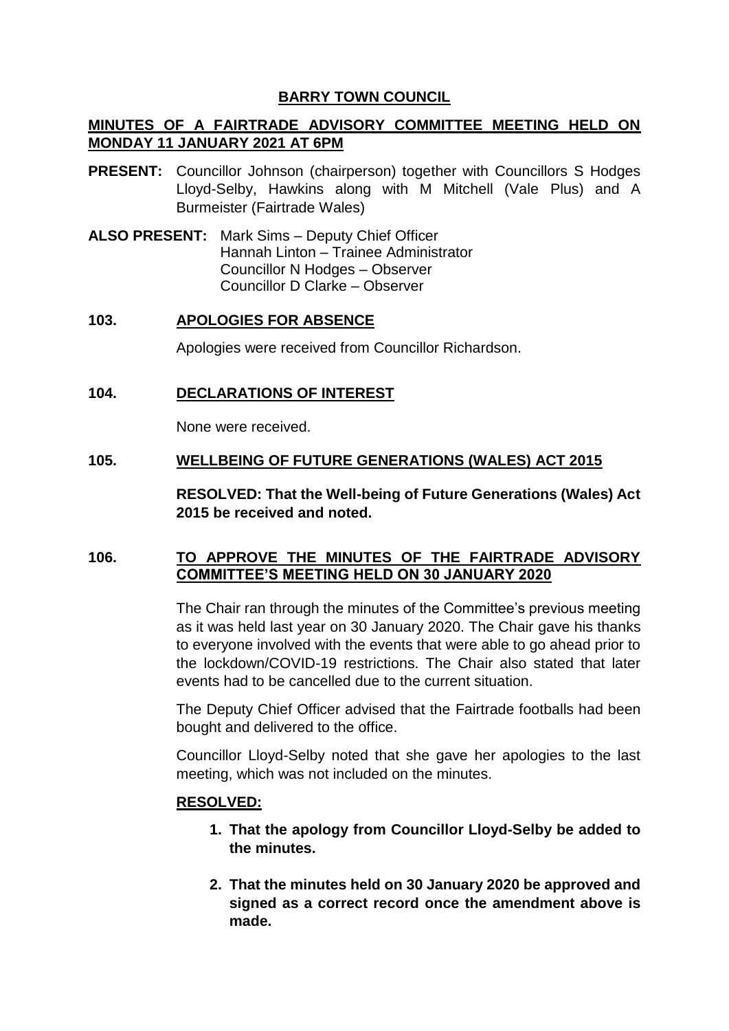# BARRY TOWN COUNCIL

## MINUTES OF A FAIRTRADE ADVISORY COMMITTEE MEETING HELD ON MONDAY 11 JANUARY 2021 AT 6PM

**PRESENT:** Councillor Johnson (chairperson) together with Councillors S Hodges Lloyd-Selby, Hawkins along with M Mitchell (Vale Plus) and A Burmeister (Fairtrade Wales)

**ALSO PRESENT:** Mark Sims – Deputy Chief Officer
Hannah Linton – Trainee Administrator
Councillor N Hodges – Observer
Councillor D Clarke – Observer

### 103. APOLOGIES FOR ABSENCE

Apologies were received from Councillor Richardson.

### 104. DECLARATIONS OF INTEREST

None were received.

### 105. WELLBEING OF FUTURE GENERATIONS (WALES) ACT 2015

**RESOLVED: That the Well-being of Future Generations (Wales) Act 2015 be received and noted.**

### 106. TO APPROVE THE MINUTES OF THE FAIRTRADE ADVISORY COMMITTEE'S MEETING HELD ON 30 JANUARY 2020

The Chair ran through the minutes of the Committee's previous meeting as it was held last year on 30 January 2020. The Chair gave his thanks to everyone involved with the events that were able to go ahead prior to the lockdown/COVID-19 restrictions. The Chair also stated that later events had to be cancelled due to the current situation.

The Deputy Chief Officer advised that the Fairtrade footballs had been bought and delivered to the office.

Councillor Lloyd-Selby noted that she gave her apologies to the last meeting, which was not included on the minutes.

**RESOLVED:**

1. **That the apology from Councillor Lloyd-Selby be added to the minutes.**
2. **That the minutes held on 30 January 2020 be approved and signed as a correct record once the amendment above is made.**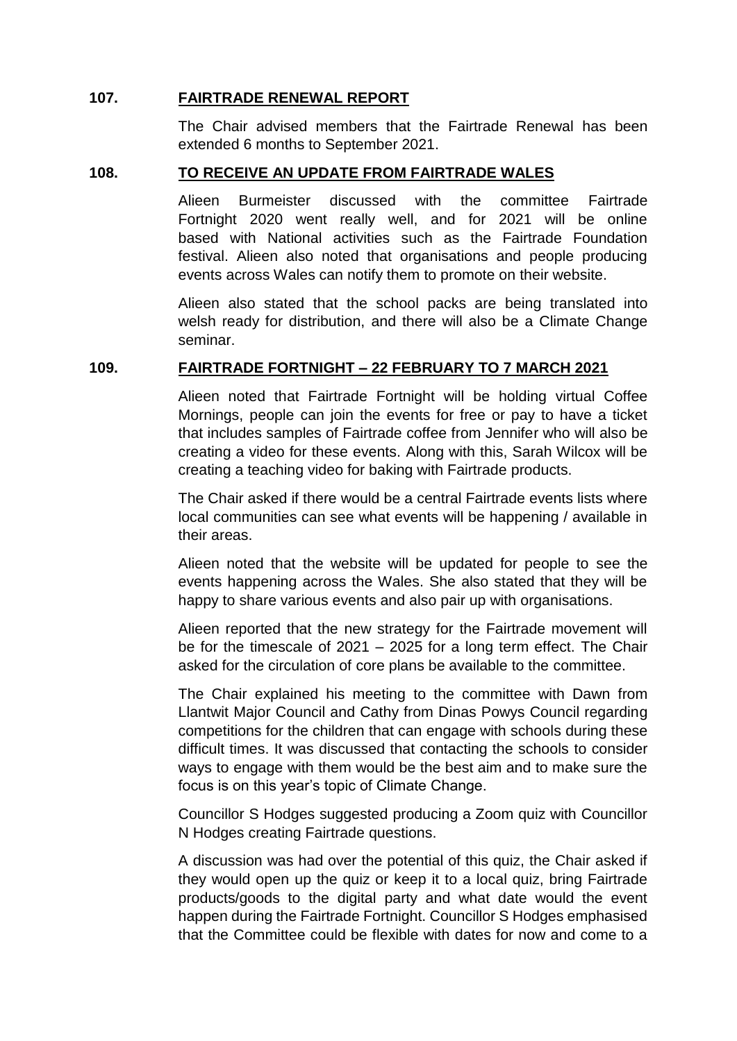**107. FAIRTRADE RENEWAL REPORT**

The Chair advised members that the Fairtrade Renewal has been extended 6 months to September 2021.

**108. TO RECEIVE AN UPDATE FROM FAIRTRADE WALES**

Alieen Burmeister discussed with the committee Fairtrade Fortnight 2020 went really well, and for 2021 will be online based with National activities such as the Fairtrade Foundation festival. Alieen also noted that organisations and people producing events across Wales can notify them to promote on their website.

Alieen also stated that the school packs are being translated into welsh ready for distribution, and there will also be a Climate Change seminar.

**109. FAIRTRADE FORTNIGHT – 22 FEBRUARY TO 7 MARCH 2021**

Alieen noted that Fairtrade Fortnight will be holding virtual Coffee Mornings, people can join the events for free or pay to have a ticket that includes samples of Fairtrade coffee from Jennifer who will also be creating a video for these events. Along with this, Sarah Wilcox will be creating a teaching video for baking with Fairtrade products.

The Chair asked if there would be a central Fairtrade events lists where local communities can see what events will be happening / available in their areas.

Alieen noted that the website will be updated for people to see the events happening across the Wales. She also stated that they will be happy to share various events and also pair up with organisations.

Alieen reported that the new strategy for the Fairtrade movement will be for the timescale of 2021 – 2025 for a long term effect. The Chair asked for the circulation of core plans be available to the committee.

The Chair explained his meeting to the committee with Dawn from Llantwit Major Council and Cathy from Dinas Powys Council regarding competitions for the children that can engage with schools during these difficult times. It was discussed that contacting the schools to consider ways to engage with them would be the best aim and to make sure the focus is on this year's topic of Climate Change.

Councillor S Hodges suggested producing a Zoom quiz with Councillor N Hodges creating Fairtrade questions.

A discussion was had over the potential of this quiz, the Chair asked if they would open up the quiz or keep it to a local quiz, bring Fairtrade products/goods to the digital party and what date would the event happen during the Fairtrade Fortnight. Councillor S Hodges emphasised that the Committee could be flexible with dates for now and come to a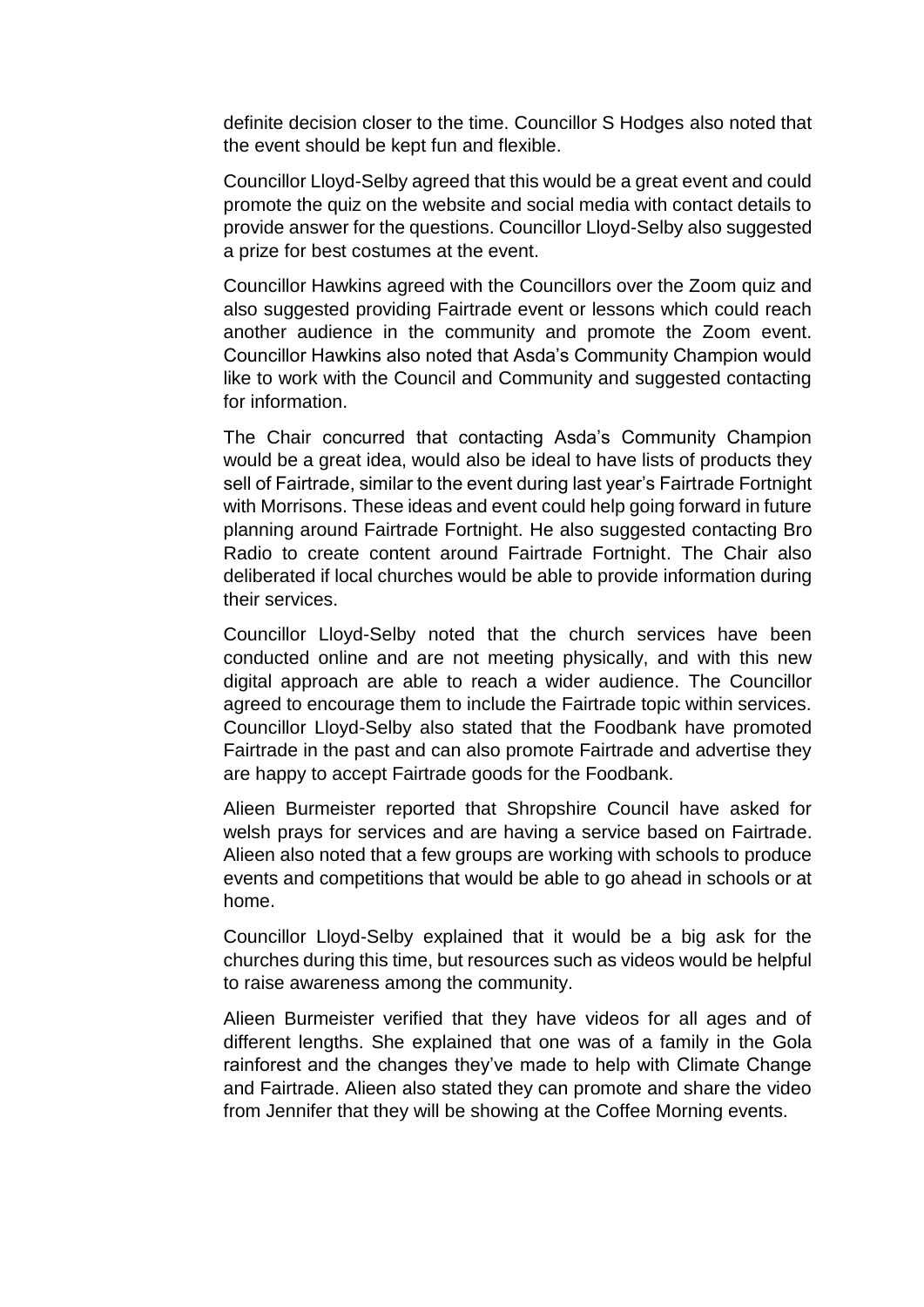definite decision closer to the time. Councillor S Hodges also noted that the event should be kept fun and flexible.

Councillor Lloyd-Selby agreed that this would be a great event and could promote the quiz on the website and social media with contact details to provide answer for the questions. Councillor Lloyd-Selby also suggested a prize for best costumes at the event.

Councillor Hawkins agreed with the Councillors over the Zoom quiz and also suggested providing Fairtrade event or lessons which could reach another audience in the community and promote the Zoom event. Councillor Hawkins also noted that Asda's Community Champion would like to work with the Council and Community and suggested contacting for information.

The Chair concurred that contacting Asda's Community Champion would be a great idea, would also be ideal to have lists of products they sell of Fairtrade, similar to the event during last year's Fairtrade Fortnight with Morrisons. These ideas and event could help going forward in future planning around Fairtrade Fortnight. He also suggested contacting Bro Radio to create content around Fairtrade Fortnight. The Chair also deliberated if local churches would be able to provide information during their services.

Councillor Lloyd-Selby noted that the church services have been conducted online and are not meeting physically, and with this new digital approach are able to reach a wider audience. The Councillor agreed to encourage them to include the Fairtrade topic within services. Councillor Lloyd-Selby also stated that the Foodbank have promoted Fairtrade in the past and can also promote Fairtrade and advertise they are happy to accept Fairtrade goods for the Foodbank.

Alieen Burmeister reported that Shropshire Council have asked for welsh prays for services and are having a service based on Fairtrade. Alieen also noted that a few groups are working with schools to produce events and competitions that would be able to go ahead in schools or at home.

Councillor Lloyd-Selby explained that it would be a big ask for the churches during this time, but resources such as videos would be helpful to raise awareness among the community.

Alieen Burmeister verified that they have videos for all ages and of different lengths. She explained that one was of a family in the Gola rainforest and the changes they've made to help with Climate Change and Fairtrade. Alieen also stated they can promote and share the video from Jennifer that they will be showing at the Coffee Morning events.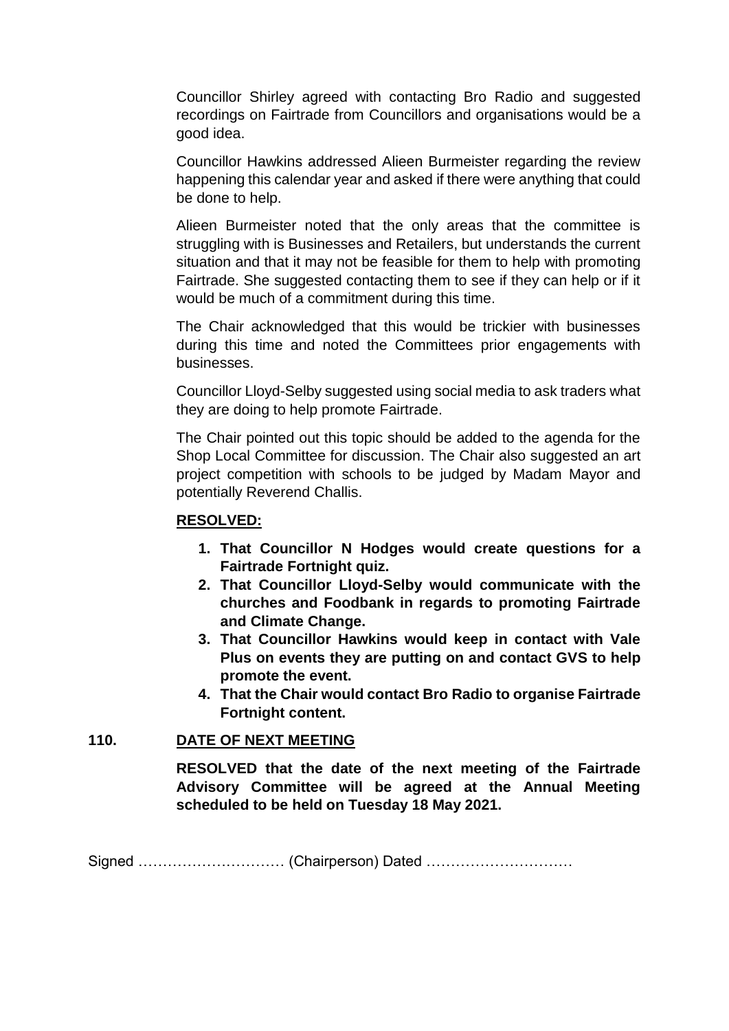Councillor Shirley agreed with contacting Bro Radio and suggested recordings on Fairtrade from Councillors and organisations would be a good idea.

Councillor Hawkins addressed Alieen Burmeister regarding the review happening this calendar year and asked if there were anything that could be done to help.

Alieen Burmeister noted that the only areas that the committee is struggling with is Businesses and Retailers, but understands the current situation and that it may not be feasible for them to help with promoting Fairtrade. She suggested contacting them to see if they can help or if it would be much of a commitment during this time.

The Chair acknowledged that this would be trickier with businesses during this time and noted the Committees prior engagements with businesses.

Councillor Lloyd-Selby suggested using social media to ask traders what they are doing to help promote Fairtrade.

The Chair pointed out this topic should be added to the agenda for the Shop Local Committee for discussion. The Chair also suggested an art project competition with schools to be judged by Madam Mayor and potentially Reverend Challis.

**RESOLVED:**

1. **That Councillor N Hodges would create questions for a Fairtrade Fortnight quiz.**
2. **That Councillor Lloyd-Selby would communicate with the churches and Foodbank in regards to promoting Fairtrade and Climate Change.**
3. **That Councillor Hawkins would keep in contact with Vale Plus on events they are putting on and contact GVS to help promote the event.**
4. **That the Chair would contact Bro Radio to organise Fairtrade Fortnight content.**

## 110. DATE OF NEXT MEETING

**RESOLVED that the date of the next meeting of the Fairtrade Advisory Committee will be agreed at the Annual Meeting scheduled to be held on Tuesday 18 May 2021.**

Signed ………………………… (Chairperson) Dated …………………………